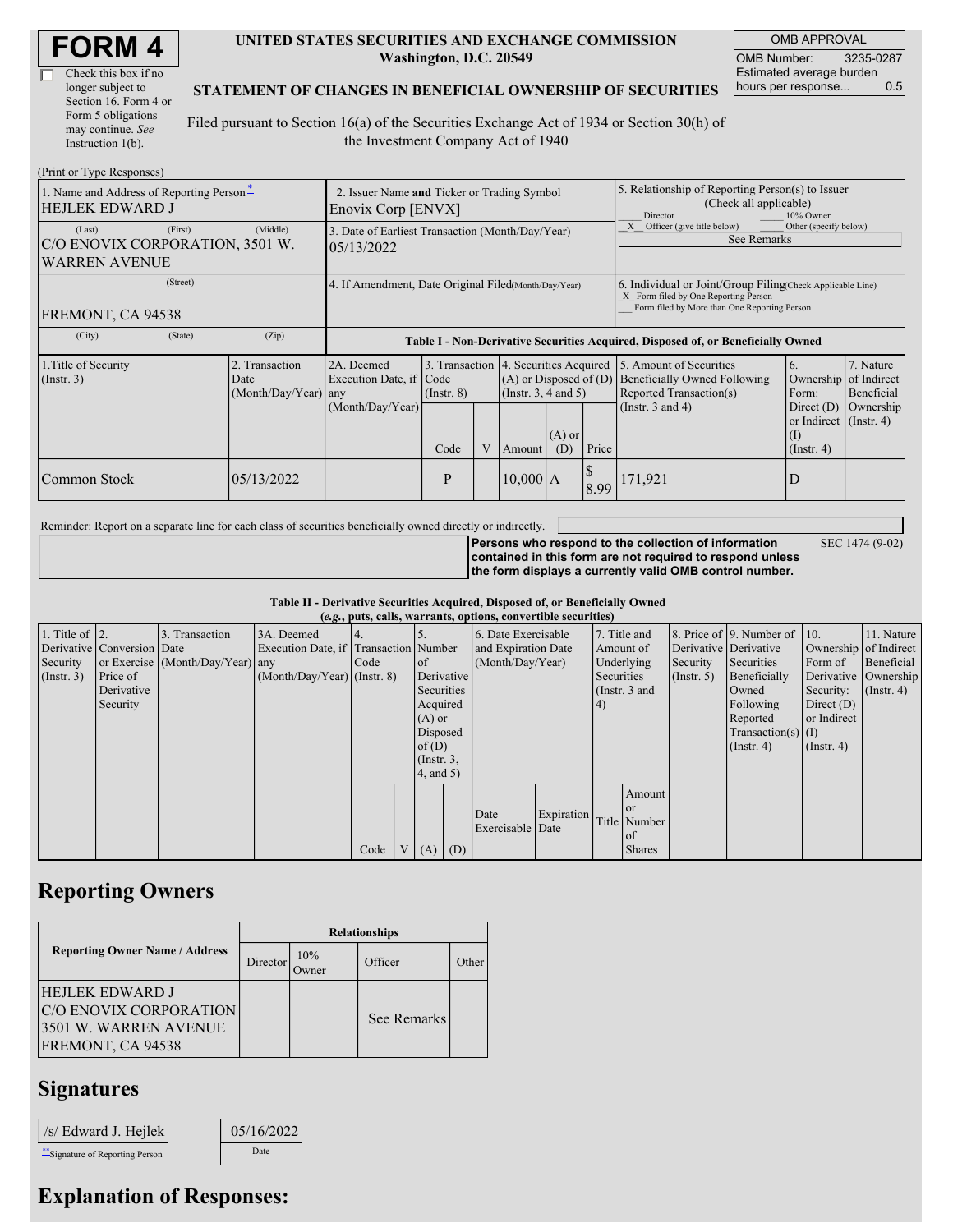# FORM 4

☐ Check this box if no longer subject to Section 16. Form 4 or Form 5 obligations may continue. *See* Instruction 1(b).

**UNITED STATES SECURITIES AND EXCHANGE COMMISSION**
**Washington, D.C. 20549**

**STATEMENT OF CHANGES IN BENEFICIAL OWNERSHIP OF SECURITIES**

Filed pursuant to Section 16(a) of the Securities Exchange Act of 1934 or Section 30(h) of the Investment Company Act of 1940

| OMB APPROVAL | |
|---|---|
| OMB Number: | 3235-0287 |
| Estimated average burden hours per response... | 0.5 |

(Print or Type Responses)

| 1. Name and Address of Reporting Person* | 2. Issuer Name **and** Ticker or Trading Symbol | 5. Relationship of Reporting Person(s) to Issuer (Check all applicable) |
|---|---|---|
| HEJLEK EDWARD J | Enovix Corp [ENVX] | ___ Director ___ 10% Owner |
| (Last) (First) (Middle) C/O ENOVIX CORPORATION, 3501 W. WARREN AVENUE | 3. Date of Earliest Transaction (Month/Day/Year) 05/13/2022 | \_X\_ Officer (give title below) ___ Other (specify below) See Remarks |
| (Street) FREMONT, CA 94538 | 4. If Amendment, Date Original Filed(Month/Day/Year) | 6. Individual or Joint/Group Filing(Check Applicable Line) \_X\_ Form filed by One Reporting Person ___ Form filed by More than One Reporting Person |
| (City) (State) (Zip) | | |

**Table I - Non-Derivative Securities Acquired, Disposed of, or Beneficially Owned**

| 1.Title of Security (Instr. 3) | 2. Transaction Date (Month/Day/Year) | 2A. Deemed Execution Date, if any (Month/Day/Year) | 3. Transaction Code (Instr. 8) | | 4. Securities Acquired (A) or Disposed of (D) (Instr. 3, 4 and 5) | | | 5. Amount of Securities Beneficially Owned Following Reported Transaction(s) (Instr. 3 and 4) | 6. Ownership Form: Direct (D) or Indirect (I) (Instr. 4) | 7. Nature of Indirect Beneficial Ownership (Instr. 4) |
|---|---|---|---|---|---|---|---|---|---|---|
| | | | Code | V | Amount | (A) or (D) | Price | | | |
| Common Stock | 05/13/2022 | | P | | 10,000 | A | $ 8.99 | 171,921 | D | |

Reminder: Report on a separate line for each class of securities beneficially owned directly or indirectly.

**Persons who respond to the collection of information contained in this form are not required to respond unless the form displays a currently valid OMB control number.**

SEC 1474 (9-02)

**Table II - Derivative Securities Acquired, Disposed of, or Beneficially Owned**
**(*e.g.*, puts, calls, warrants, options, convertible securities)**

| 1. Title of Derivative Security (Instr. 3) | 2. Conversion or Exercise Price of Derivative Security | 3. Transaction Date (Month/Day/Year) | 3A. Deemed Execution Date, if any (Month/Day/Year) | 4. Transaction Code (Instr. 8) | | 5. Number of Derivative Securities Acquired (A) or Disposed of (D) (Instr. 3, 4, and 5) | | 6. Date Exercisable and Expiration Date (Month/Day/Year) | | 7. Title and Amount of Underlying Securities (Instr. 3 and 4) | | 8. Price of Derivative Security (Instr. 5) | 9. Number of Derivative Securities Beneficially Owned Following Reported Transaction(s) (Instr. 4) | 10. Ownership Form of Derivative Security: Direct (D) or Indirect (I) (Instr. 4) | 11. Nature of Indirect Beneficial Ownership (Instr. 4) |
|---|---|---|---|---|---|---|---|---|---|---|---|---|---|---|---|
| | | | | Code | V | (A) | (D) | Date Exercisable | Expiration Date | Title | Amount or Number of Shares | | | | |

## Reporting Owners

| Reporting Owner Name / Address | Relationships | | | |
|---|---|---|---|---|
| | Director | 10% Owner | Officer | Other |
| HEJLEK EDWARD J C/O ENOVIX CORPORATION 3501 W. WARREN AVENUE FREMONT, CA 94538 | | | See Remarks | |

## Signatures

| /s/ Edward J. Hejlek | 05/16/2022 |
|---|---|
| **Signature of Reporting Person | Date |

## Explanation of Responses: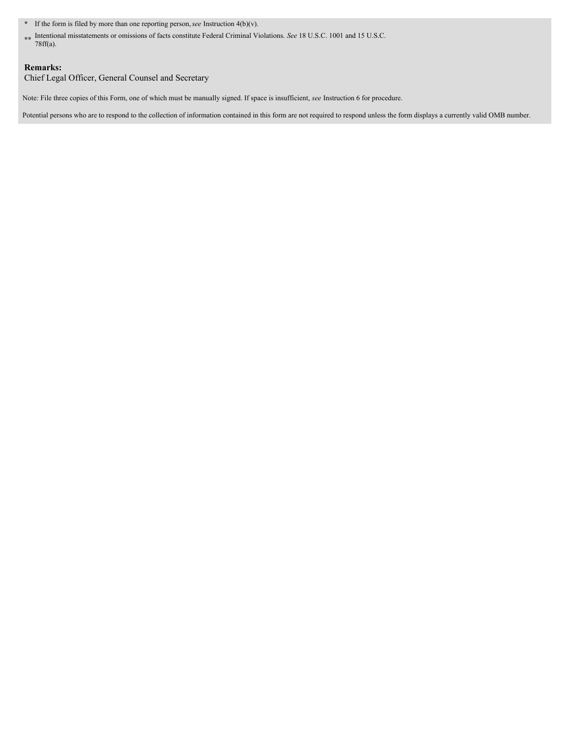\* If the form is filed by more than one reporting person, *see* Instruction 4(b)(v).

\*\* Intentional misstatements or omissions of facts constitute Federal Criminal Violations. *See* 18 U.S.C. 1001 and 15 U.S.C. 78ff(a).

**Remarks:**
Chief Legal Officer, General Counsel and Secretary

Note: File three copies of this Form, one of which must be manually signed. If space is insufficient, *see* Instruction 6 for procedure.

Potential persons who are to respond to the collection of information contained in this form are not required to respond unless the form displays a currently valid OMB number.